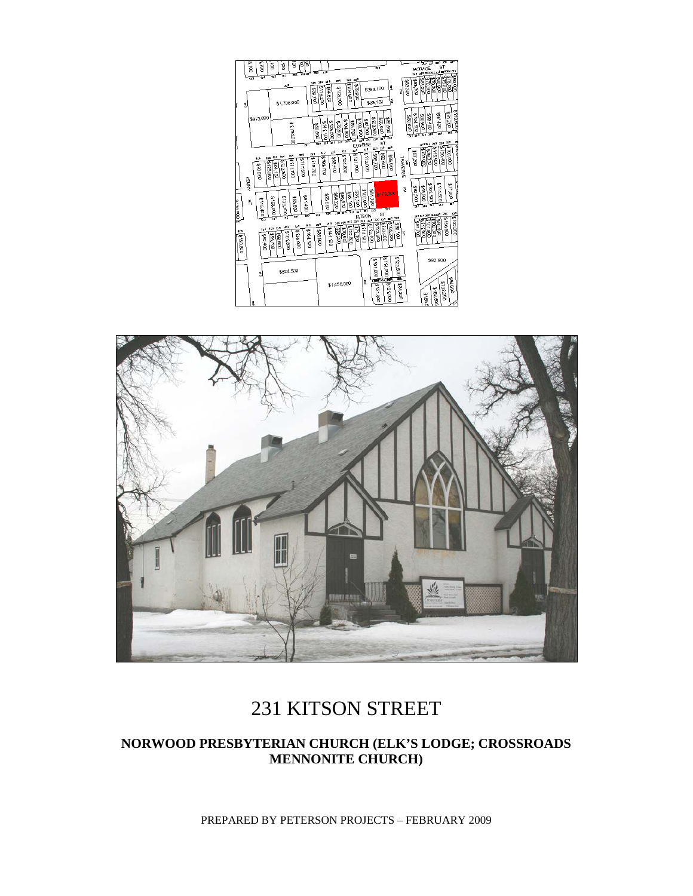# 231 KITSON STREET

## NORWOOD PRESBYTERIAN CHURCH (ELK'S LODGE; CROSSROADS MENNONITE CHURCH)

PREPARED BY PETERSON PROJECTS – FEBRUARY 2009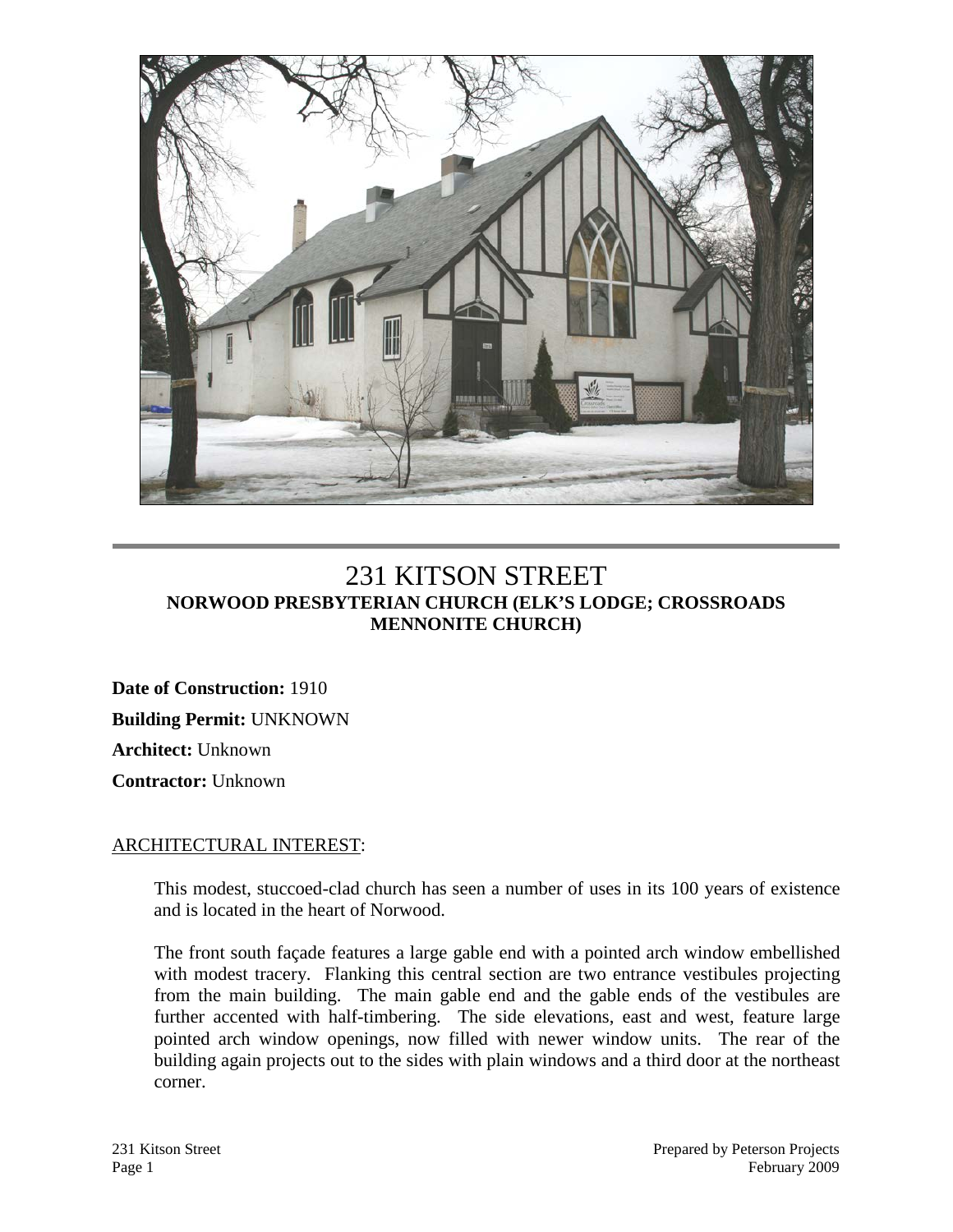# 231 KITSON STREET

**NORWOOD PRESBYTERIAN CHURCH (ELK'S LODGE; CROSSROADS MENNONITE CHURCH)**

**Date of Construction:** 1910

**Building Permit:** UNKNOWN

**Architect:** Unknown

**Contractor:** Unknown

ARCHITECTURAL INTEREST:

This modest, stuccoed-clad church has seen a number of uses in its 100 years of existence and is located in the heart of Norwood.

The front south façade features a large gable end with a pointed arch window embellished with modest tracery. Flanking this central section are two entrance vestibules projecting from the main building. The main gable end and the gable ends of the vestibules are further accented with half-timbering. The side elevations, east and west, feature large pointed arch window openings, now filled with newer window units. The rear of the building again projects out to the sides with plain windows and a third door at the northeast corner.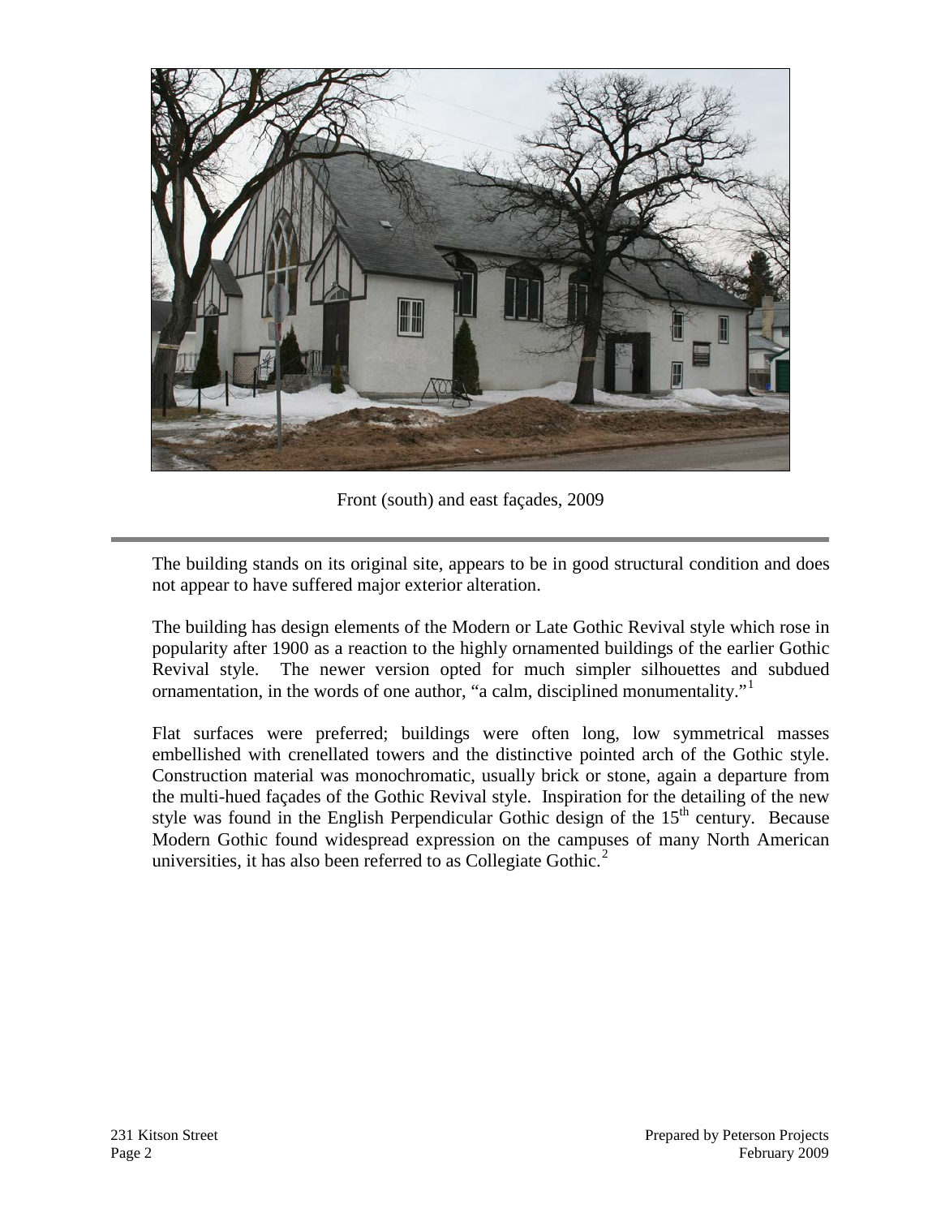Front (south) and east façades, 2009

The building stands on its original site, appears to be in good structural condition and does not appear to have suffered major exterior alteration.

The building has design elements of the Modern or Late Gothic Revival style which rose in popularity after 1900 as a reaction to the highly ornamented buildings of the earlier Gothic Revival style. The newer version opted for much simpler silhouettes and subdued ornamentation, in the words of one author, "a calm, disciplined monumentality."[1]

Flat surfaces were preferred; buildings were often long, low symmetrical masses embellished with crenellated towers and the distinctive pointed arch of the Gothic style. Construction material was monochromatic, usually brick or stone, again a departure from the multi-hued façades of the Gothic Revival style. Inspiration for the detailing of the new style was found in the English Perpendicular Gothic design of the 15th century. Because Modern Gothic found widespread expression on the campuses of many North American universities, it has also been referred to as Collegiate Gothic.[2]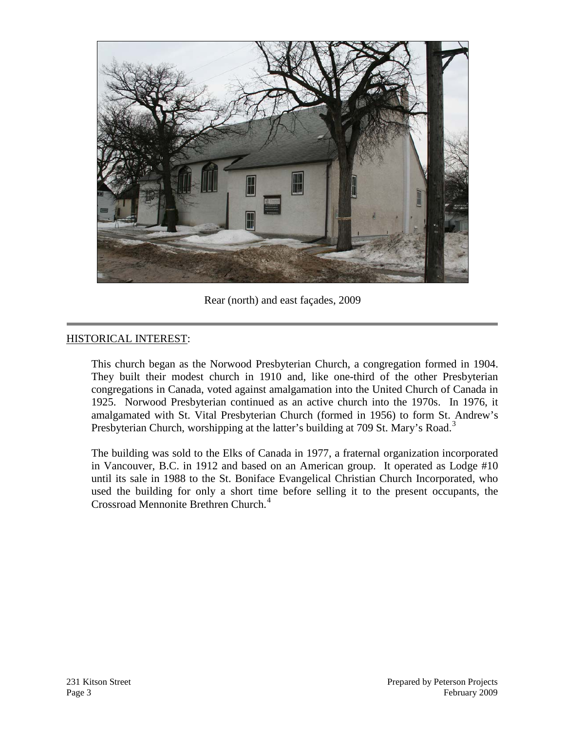Rear (north) and east façades, 2009

HISTORICAL INTEREST:

This church began as the Norwood Presbyterian Church, a congregation formed in 1904. They built their modest church in 1910 and, like one-third of the other Presbyterian congregations in Canada, voted against amalgamation into the United Church of Canada in 1925. Norwood Presbyterian continued as an active church into the 1970s. In 1976, it amalgamated with St. Vital Presbyterian Church (formed in 1956) to form St. Andrew's Presbyterian Church, worshipping at the latter's building at 709 St. Mary's Road.[3]

The building was sold to the Elks of Canada in 1977, a fraternal organization incorporated in Vancouver, B.C. in 1912 and based on an American group. It operated as Lodge #10 until its sale in 1988 to the St. Boniface Evangelical Christian Church Incorporated, who used the building for only a short time before selling it to the present occupants, the Crossroad Mennonite Brethren Church.[4]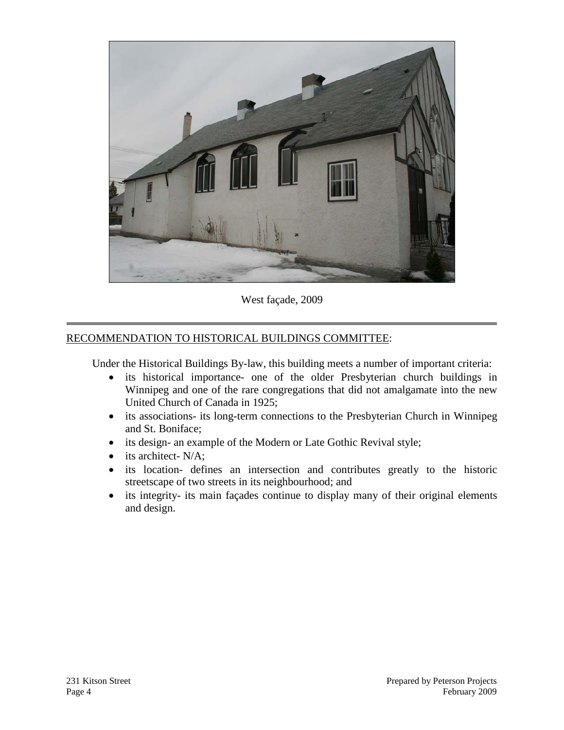West façade, 2009

---

RECOMMENDATION TO HISTORICAL BUILDINGS COMMITTEE:

Under the Historical Buildings By-law, this building meets a number of important criteria:

- its historical importance- one of the older Presbyterian church buildings in Winnipeg and one of the rare congregations that did not amalgamate into the new United Church of Canada in 1925;
- its associations- its long-term connections to the Presbyterian Church in Winnipeg and St. Boniface;
- its design- an example of the Modern or Late Gothic Revival style;
- its architect- N/A;
- its location- defines an intersection and contributes greatly to the historic streetscape of two streets in its neighbourhood; and
- its integrity- its main façades continue to display many of their original elements and design.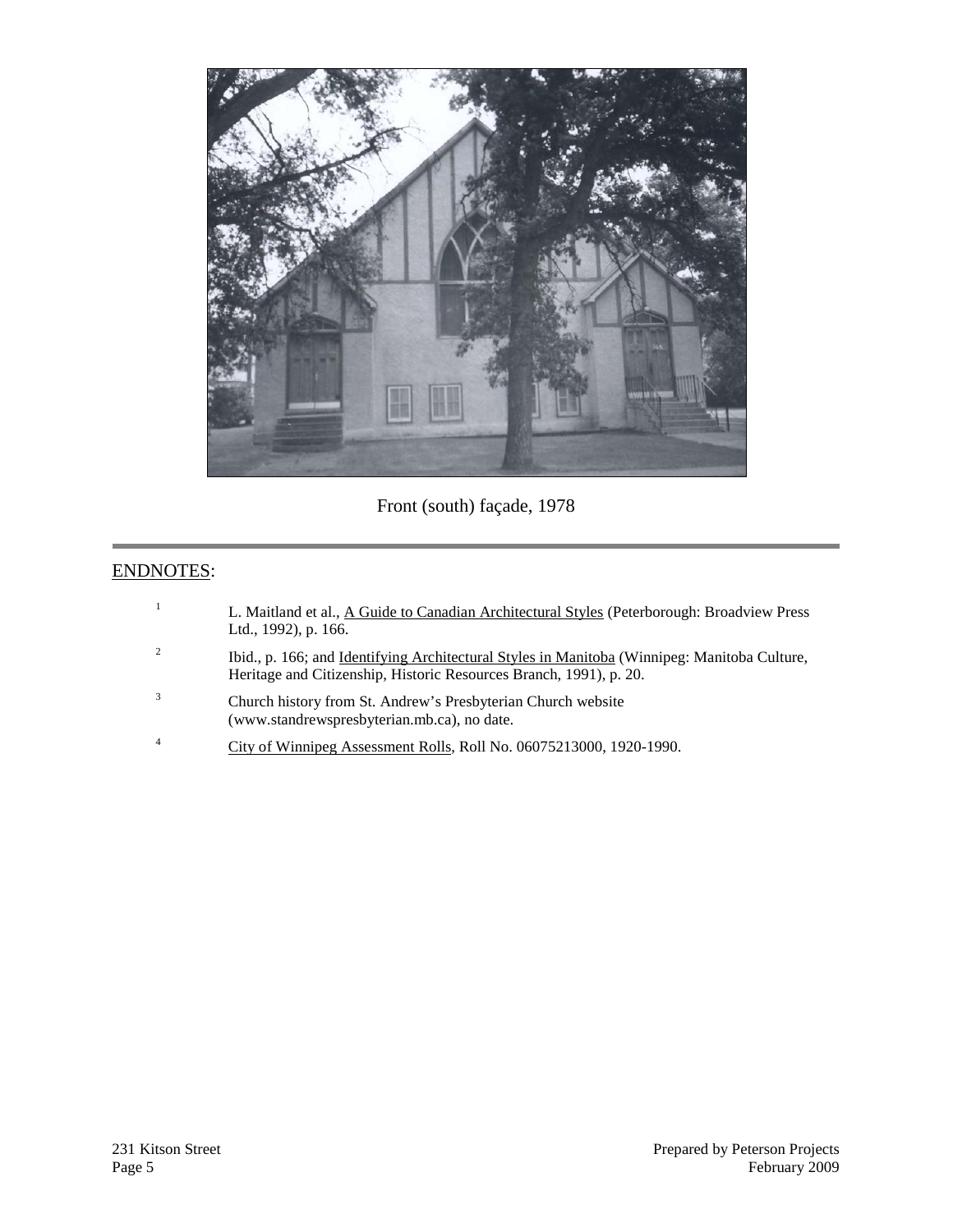Front (south) façade, 1978

---

## ENDNOTES:

1. L. Maitland et al., A Guide to Canadian Architectural Styles (Peterborough: Broadview Press Ltd., 1992), p. 166.
2. Ibid., p. 166; and Identifying Architectural Styles in Manitoba (Winnipeg: Manitoba Culture, Heritage and Citizenship, Historic Resources Branch, 1991), p. 20.
3. Church history from St. Andrew's Presbyterian Church website (www.standrewspresbyterian.mb.ca), no date.
4. City of Winnipeg Assessment Rolls, Roll No. 06075213000, 1920-1990.